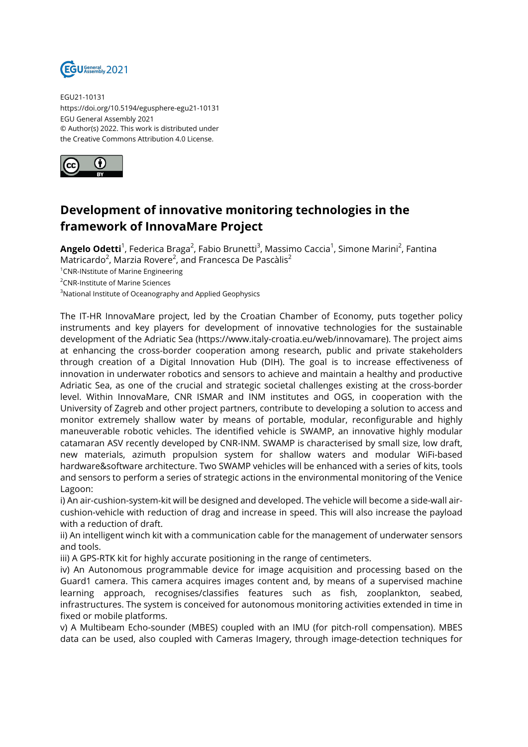EGU21-10131
https://doi.org/10.5194/egusphere-egu21-10131
EGU General Assembly 2021
© Author(s) 2022. This work is distributed under
the Creative Commons Attribution 4.0 License.

# Development of innovative monitoring technologies in the framework of InnovaMare Project

**Angelo Odetti**[1], Federica Braga[2], Fabio Brunetti[3], Massimo Caccia[1], Simone Marini[2], Fantina Matricardo[2], Marzia Rovere[2], and Francesca De Pascàlis[2]

[1]CNR-INstitute of Marine Engineering
[2]CNR-Institute of Marine Sciences
[3]National Institute of Oceanography and Applied Geophysics

The IT-HR InnovaMare project, led by the Croatian Chamber of Economy, puts together policy instruments and key players for development of innovative technologies for the sustainable development of the Adriatic Sea (https://www.italy-croatia.eu/web/innovamare). The project aims at enhancing the cross-border cooperation among research, public and private stakeholders through creation of a Digital Innovation Hub (DIH). The goal is to increase effectiveness of innovation in underwater robotics and sensors to achieve and maintain a healthy and productive Adriatic Sea, as one of the crucial and strategic societal challenges existing at the cross-border level. Within InnovaMare, CNR ISMAR and INM institutes and OGS, in cooperation with the University of Zagreb and other project partners, contribute to developing a solution to access and monitor extremely shallow water by means of portable, modular, reconfigurable and highly maneuverable robotic vehicles. The identified vehicle is SWAMP, an innovative highly modular catamaran ASV recently developed by CNR-INM. SWAMP is characterised by small size, low draft, new materials, azimuth propulsion system for shallow waters and modular WiFi-based hardware&software architecture. Two SWAMP vehicles will be enhanced with a series of kits, tools and sensors to perform a series of strategic actions in the environmental monitoring of the Venice Lagoon:

i) An air-cushion-system-kit will be designed and developed. The vehicle will become a side-wall air-cushion-vehicle with reduction of drag and increase in speed. This will also increase the payload with a reduction of draft.

ii) An intelligent winch kit with a communication cable for the management of underwater sensors and tools.

iii) A GPS-RTK kit for highly accurate positioning in the range of centimeters.

iv) An Autonomous programmable device for image acquisition and processing based on the Guard1 camera. This camera acquires images content and, by means of a supervised machine learning approach, recognises/classifies features such as fish, zooplankton, seabed, infrastructures. The system is conceived for autonomous monitoring activities extended in time in fixed or mobile platforms.

v) A Multibeam Echo-sounder (MBES) coupled with an IMU (for pitch-roll compensation). MBES data can be used, also coupled with Cameras Imagery, through image-detection techniques for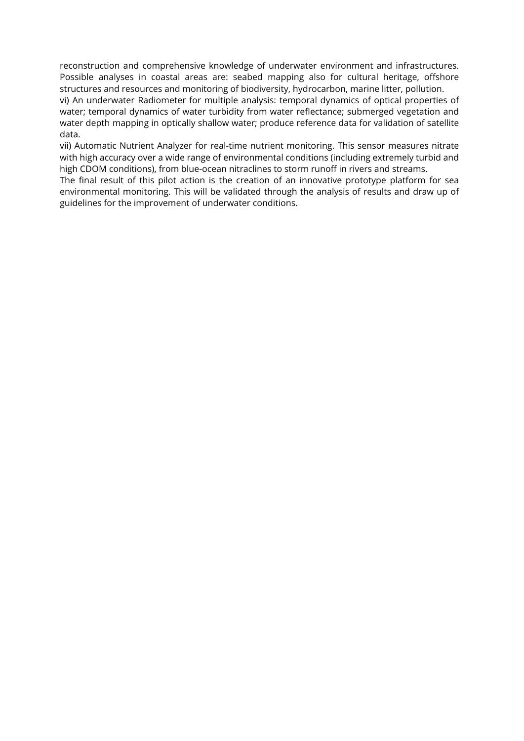reconstruction and comprehensive knowledge of underwater environment and infrastructures. Possible analyses in coastal areas are: seabed mapping also for cultural heritage, offshore structures and resources and monitoring of biodiversity, hydrocarbon, marine litter, pollution.

vi) An underwater Radiometer for multiple analysis: temporal dynamics of optical properties of water; temporal dynamics of water turbidity from water reflectance; submerged vegetation and water depth mapping in optically shallow water; produce reference data for validation of satellite data.

vii) Automatic Nutrient Analyzer for real-time nutrient monitoring. This sensor measures nitrate with high accuracy over a wide range of environmental conditions (including extremely turbid and high CDOM conditions), from blue-ocean nitraclines to storm runoff in rivers and streams.

The final result of this pilot action is the creation of an innovative prototype platform for sea environmental monitoring. This will be validated through the analysis of results and draw up of guidelines for the improvement of underwater conditions.